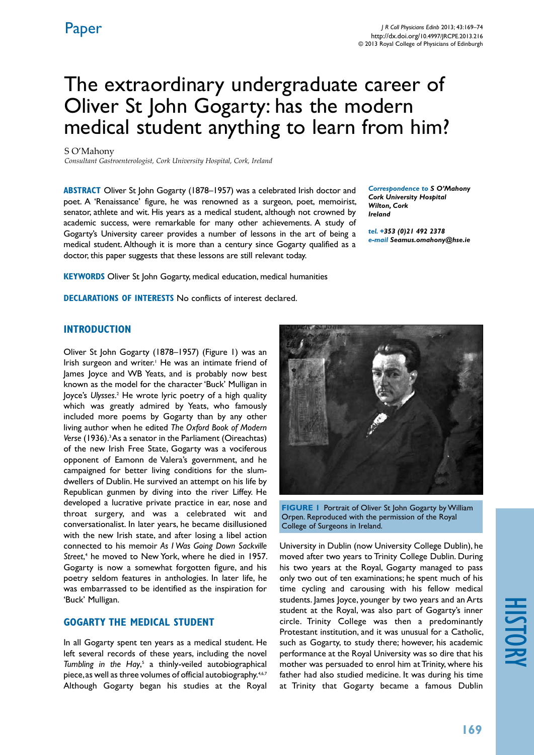Paper

# The extraordinary undergraduate career of Oliver St John Gogarty: has the modern medical student anything to learn from him?

S O'Mahony

*Consultant Gastroenterologist, Cork University Hospital, Cork, Ireland*

**ABSTRACT** Oliver St John Gogarty (1878–1957) was a celebrated Irish doctor and poet. A 'Renaissance' figure, he was renowned as a surgeon, poet, memoirist, senator, athlete and wit. His years as a medical student, although not crowned by academic success, were remarkable for many other achievements. A study of Gogarty's University career provides a number of lessons in the art of being a medical student. Although it is more than a century since Gogarty qualified as a doctor, this paper suggests that these lessons are still relevant today.

***Correspondence to** S O'Mahony*
***Cork University Hospital***
***Wilton, Cork***
***Ireland***

***tel.** +353 (0)21 492 2378*
***e-mail** Seamus.omahony@hse.ie*

**KEYWORDS** Oliver St John Gogarty, medical education, medical humanities

**DECLARATIONS OF INTERESTS** No conflicts of interest declared.

## INTRODUCTION

Oliver St John Gogarty (1878–1957) (Figure 1) was an Irish surgeon and writer.[1] He was an intimate friend of James Joyce and WB Yeats, and is probably now best known as the model for the character 'Buck' Mulligan in Joyce's *Ulysses*.[2] He wrote lyric poetry of a high quality which was greatly admired by Yeats, who famously included more poems by Gogarty than by any other living author when he edited *The Oxford Book of Modern Verse* (1936).[3] As a senator in the Parliament (Oireachtas) of the new Irish Free State, Gogarty was a vociferous opponent of Eamonn de Valera's government, and he campaigned for better living conditions for the slum-dwellers of Dublin. He survived an attempt on his life by Republican gunmen by diving into the river Liffey. He developed a lucrative private practice in ear, nose and throat surgery, and was a celebrated wit and conversationalist. In later years, he became disillusioned with the new Irish state, and after losing a libel action connected to his memoir *As I Was Going Down Sackville Street*,[4] he moved to New York, where he died in 1957. Gogarty is now a somewhat forgotten figure, and his poetry seldom features in anthologies. In later life, he was embarrassed to be identified as the inspiration for 'Buck' Mulligan.

**FIGURE 1** Portrait of Oliver St John Gogarty by William Orpen. Reproduced with the permission of the Royal College of Surgeons in Ireland.

## GOGARTY THE MEDICAL STUDENT

In all Gogarty spent ten years as a medical student. He left several records of these years, including the novel *Tumbling in the Hay*,[5] a thinly-veiled autobiographical piece, as well as three volumes of official autobiography.[4,6,7] Although Gogarty began his studies at the Royal University in Dublin (now University College Dublin), he moved after two years to Trinity College Dublin. During his two years at the Royal, Gogarty managed to pass only two out of ten examinations; he spent much of his time cycling and carousing with his fellow medical students. James Joyce, younger by two years and an Arts student at the Royal, was also part of Gogarty's inner circle. Trinity College was then a predominantly Protestant institution, and it was unusual for a Catholic, such as Gogarty, to study there; however, his academic performance at the Royal University was so dire that his mother was persuaded to enrol him at Trinity, where his father had also studied medicine. It was during his time at Trinity that Gogarty became a famous Dublin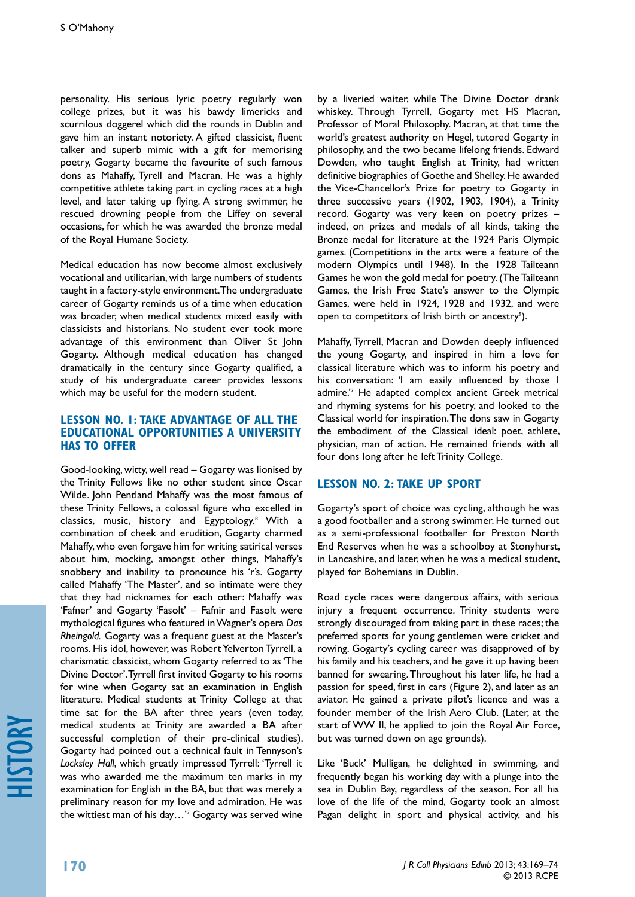personality. His serious lyric poetry regularly won college prizes, but it was his bawdy limericks and scurrilous doggerel which did the rounds in Dublin and gave him an instant notoriety. A gifted classicist, fluent talker and superb mimic with a gift for memorising poetry, Gogarty became the favourite of such famous dons as Mahaffy, Tyrell and Macran. He was a highly competitive athlete taking part in cycling races at a high level, and later taking up flying. A strong swimmer, he rescued drowning people from the Liffey on several occasions, for which he was awarded the bronze medal of the Royal Humane Society.

Medical education has now become almost exclusively vocational and utilitarian, with large numbers of students taught in a factory-style environment. The undergraduate career of Gogarty reminds us of a time when education was broader, when medical students mixed easily with classicists and historians. No student ever took more advantage of this environment than Oliver St John Gogarty. Although medical education has changed dramatically in the century since Gogarty qualified, a study of his undergraduate career provides lessons which may be useful for the modern student.

## Lesson no. 1: Take advantage of all the educational opportunities a university has to offer

Good-looking, witty, well read – Gogarty was lionised by the Trinity Fellows like no other student since Oscar Wilde. John Pentland Mahaffy was the most famous of these Trinity Fellows, a colossal figure who excelled in classics, music, history and Egyptology.[8] With a combination of cheek and erudition, Gogarty charmed Mahaffy, who even forgave him for writing satirical verses about him, mocking, amongst other things, Mahaffy's snobbery and inability to pronounce his 'r's. Gogarty called Mahaffy 'The Master', and so intimate were they that they had nicknames for each other: Mahaffy was 'Fafner' and Gogarty 'Fasolt' – Fafnir and Fasolt were mythological figures who featured in Wagner's opera *Das Rheingold.* Gogarty was a frequent guest at the Master's rooms. His idol, however, was Robert Yelverton Tyrrell, a charismatic classicist, whom Gogarty referred to as 'The Divine Doctor'. Tyrrell first invited Gogarty to his rooms for wine when Gogarty sat an examination in English literature. Medical students at Trinity College at that time sat for the BA after three years (even today, medical students at Trinity are awarded a BA after successful completion of their pre-clinical studies). Gogarty had pointed out a technical fault in Tennyson's *Locksley Hall*, which greatly impressed Tyrrell: 'Tyrrell it was who awarded me the maximum ten marks in my examination for English in the BA, but that was merely a preliminary reason for my love and admiration. He was the wittiest man of his day…'[7] Gogarty was served wine by a liveried waiter, while The Divine Doctor drank whiskey. Through Tyrrell, Gogarty met HS Macran, Professor of Moral Philosophy. Macran, at that time the world's greatest authority on Hegel, tutored Gogarty in philosophy, and the two became lifelong friends. Edward Dowden, who taught English at Trinity, had written definitive biographies of Goethe and Shelley. He awarded the Vice-Chancellor's Prize for poetry to Gogarty in three successive years (1902, 1903, 1904), a Trinity record. Gogarty was very keen on poetry prizes – indeed, on prizes and medals of all kinds, taking the Bronze medal for literature at the 1924 Paris Olympic games. (Competitions in the arts were a feature of the modern Olympics until 1948). In the 1928 Tailteann Games he won the gold medal for poetry. (The Tailteann Games, the Irish Free State's answer to the Olympic Games, were held in 1924, 1928 and 1932, and were open to competitors of Irish birth or ancestry[9]).

Mahaffy, Tyrrell, Macran and Dowden deeply influenced the young Gogarty, and inspired in him a love for classical literature which was to inform his poetry and his conversation: 'I am easily influenced by those I admire.'[7] He adapted complex ancient Greek metrical and rhyming systems for his poetry, and looked to the Classical world for inspiration. The dons saw in Gogarty the embodiment of the Classical ideal: poet, athlete, physician, man of action. He remained friends with all four dons long after he left Trinity College.

## Lesson no. 2: Take up sport

Gogarty's sport of choice was cycling, although he was a good footballer and a strong swimmer. He turned out as a semi-professional footballer for Preston North End Reserves when he was a schoolboy at Stonyhurst, in Lancashire, and later, when he was a medical student, played for Bohemians in Dublin.

Road cycle races were dangerous affairs, with serious injury a frequent occurrence. Trinity students were strongly discouraged from taking part in these races; the preferred sports for young gentlemen were cricket and rowing. Gogarty's cycling career was disapproved of by his family and his teachers, and he gave it up having been banned for swearing. Throughout his later life, he had a passion for speed, first in cars (Figure 2), and later as an aviator. He gained a private pilot's licence and was a founder member of the Irish Aero Club. (Later, at the start of WW II, he applied to join the Royal Air Force, but was turned down on age grounds).

Like 'Buck' Mulligan, he delighted in swimming, and frequently began his working day with a plunge into the sea in Dublin Bay, regardless of the season. For all his love of the life of the mind, Gogarty took an almost Pagan delight in sport and physical activity, and his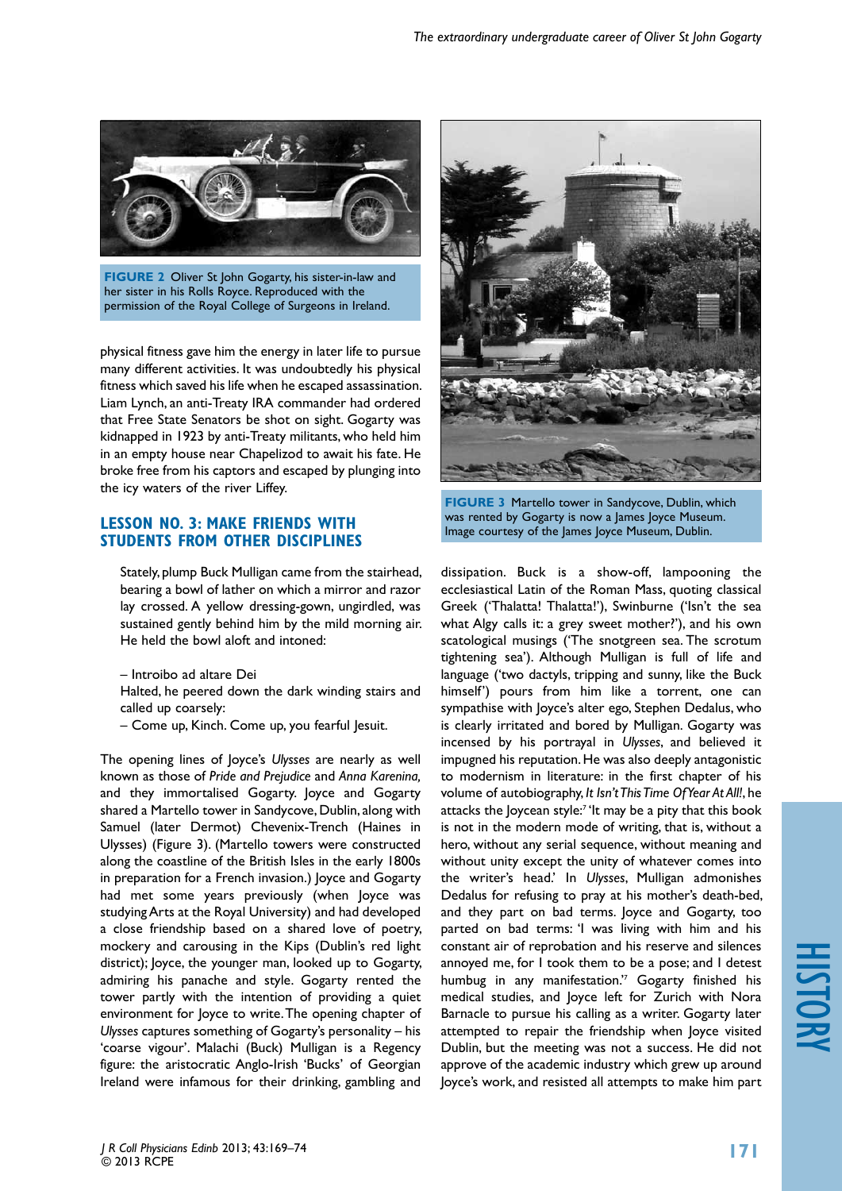**FIGURE 2** Oliver St John Gogarty, his sister-in-law and her sister in his Rolls Royce. Reproduced with the permission of the Royal College of Surgeons in Ireland.

physical fitness gave him the energy in later life to pursue many different activities. It was undoubtedly his physical fitness which saved his life when he escaped assassination. Liam Lynch, an anti-Treaty IRA commander had ordered that Free State Senators be shot on sight. Gogarty was kidnapped in 1923 by anti-Treaty militants, who held him in an empty house near Chapelizod to await his fate. He broke free from his captors and escaped by plunging into the icy waters of the river Liffey.

## LESSON NO. 3: MAKE FRIENDS WITH STUDENTS FROM OTHER DISCIPLINES

> Stately, plump Buck Mulligan came from the stairhead, bearing a bowl of lather on which a mirror and razor lay crossed. A yellow dressing-gown, ungirdled, was sustained gently behind him by the mild morning air. He held the bowl aloft and intoned:
>
> – Introibo ad altare Dei
>
> Halted, he peered down the dark winding stairs and called up coarsely:
>
> – Come up, Kinch. Come up, you fearful Jesuit.

The opening lines of Joyce's *Ulysses* are nearly as well known as those of *Pride and Prejudice* and *Anna Karenina,* and they immortalised Gogarty. Joyce and Gogarty shared a Martello tower in Sandycove, Dublin, along with Samuel (later Dermot) Chevenix-Trench (Haines in Ulysses) (Figure 3). (Martello towers were constructed along the coastline of the British Isles in the early 1800s in preparation for a French invasion.) Joyce and Gogarty had met some years previously (when Joyce was studying Arts at the Royal University) and had developed a close friendship based on a shared love of poetry, mockery and carousing in the Kips (Dublin's red light district); Joyce, the younger man, looked up to Gogarty, admiring his panache and style. Gogarty rented the tower partly with the intention of providing a quiet environment for Joyce to write. The opening chapter of *Ulysses* captures something of Gogarty's personality – his 'coarse vigour'. Malachi (Buck) Mulligan is a Regency figure: the aristocratic Anglo-Irish 'Bucks' of Georgian Ireland were infamous for their drinking, gambling and

**FIGURE 3** Martello tower in Sandycove, Dublin, which was rented by Gogarty is now a James Joyce Museum. Image courtesy of the James Joyce Museum, Dublin.

dissipation. Buck is a show-off, lampooning the ecclesiastical Latin of the Roman Mass, quoting classical Greek ('Thalatta! Thalatta!'), Swinburne ('Isn't the sea what Algy calls it: a grey sweet mother?'), and his own scatological musings ('The snotgreen sea. The scrotum tightening sea'). Although Mulligan is full of life and language ('two dactyls, tripping and sunny, like the Buck himself') pours from him like a torrent, one can sympathise with Joyce's alter ego, Stephen Dedalus, who is clearly irritated and bored by Mulligan. Gogarty was incensed by his portrayal in *Ulysses*, and believed it impugned his reputation. He was also deeply antagonistic to modernism in literature: in the first chapter of his volume of autobiography, *It Isn't This Time Of Year At All!*, he attacks the Joycean style:[7] 'It may be a pity that this book is not in the modern mode of writing, that is, without a hero, without any serial sequence, without meaning and without unity except the unity of whatever comes into the writer's head.' In *Ulysses*, Mulligan admonishes Dedalus for refusing to pray at his mother's death-bed, and they part on bad terms. Joyce and Gogarty, too parted on bad terms: 'I was living with him and his constant air of reprobation and his reserve and silences annoyed me, for I took them to be a pose; and I detest humbug in any manifestation.'[7] Gogarty finished his medical studies, and Joyce left for Zurich with Nora Barnacle to pursue his calling as a writer. Gogarty later attempted to repair the friendship when Joyce visited Dublin, but the meeting was not a success. He did not approve of the academic industry which grew up around Joyce's work, and resisted all attempts to make him part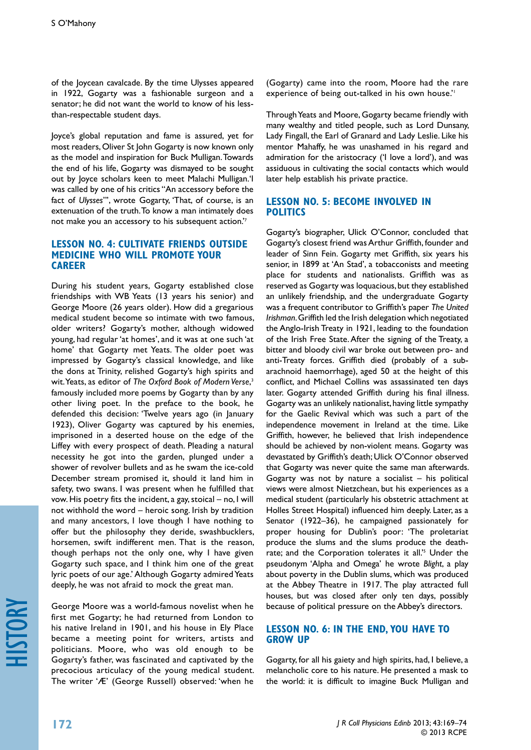of the Joycean cavalcade. By the time Ulysses appeared in 1922, Gogarty was a fashionable surgeon and a senator; he did not want the world to know of his less-than-respectable student days.

Joyce's global reputation and fame is assured, yet for most readers, Oliver St John Gogarty is now known only as the model and inspiration for Buck Mulligan. Towards the end of his life, Gogarty was dismayed to be sought out by Joyce scholars keen to meet Malachi Mulligan. 'I was called by one of his critics "An accessory before the fact of *Ulysses*"', wrote Gogarty, 'That, of course, is an extenuation of the truth. To know a man intimately does not make you an accessory to his subsequent action.'[7]

## Lesson no. 4: Cultivate friends outside medicine who will promote your career

During his student years, Gogarty established close friendships with WB Yeats (13 years his senior) and George Moore (26 years older). How did a gregarious medical student become so intimate with two famous, older writers? Gogarty's mother, although widowed young, had regular 'at homes', and it was at one such 'at home' that Gogarty met Yeats. The older poet was impressed by Gogarty's classical knowledge, and like the dons at Trinity, relished Gogarty's high spirits and wit. Yeats, as editor of *The Oxford Book of Modern Verse*,[3] famously included more poems by Gogarty than by any other living poet. In the preface to the book, he defended this decision: 'Twelve years ago (in January 1923), Oliver Gogarty was captured by his enemies, imprisoned in a deserted house on the edge of the Liffey with every prospect of death. Pleading a natural necessity he got into the garden, plunged under a shower of revolver bullets and as he swam the ice-cold December stream promised it, should it land him in safety, two swans. I was present when he fulfilled that vow. His poetry fits the incident, a gay, stoical – no, I will not withhold the word – heroic song. Irish by tradition and many ancestors, I love though I have nothing to offer but the philosophy they deride, swashbucklers, horsemen, swift indifferent men. That is the reason, though perhaps not the only one, why I have given Gogarty such space, and I think him one of the great lyric poets of our age.' Although Gogarty admired Yeats deeply, he was not afraid to mock the great man.

George Moore was a world-famous novelist when he first met Gogarty; he had returned from London to his native Ireland in 1901, and his house in Ely Place became a meeting point for writers, artists and politicians. Moore, who was old enough to be Gogarty's father, was fascinated and captivated by the precocious articulacy of the young medical student. The writer 'Æ' (George Russell) observed: 'when he (Gogarty) came into the room, Moore had the rare experience of being out-talked in his own house.'[1]

Through Yeats and Moore, Gogarty became friendly with many wealthy and titled people, such as Lord Dunsany, Lady Fingall, the Earl of Granard and Lady Leslie. Like his mentor Mahaffy, he was unashamed in his regard and admiration for the aristocracy ('I love a lord'), and was assiduous in cultivating the social contacts which would later help establish his private practice.

## Lesson no. 5: Become involved in politics

Gogarty's biographer, Ulick O'Connor, concluded that Gogarty's closest friend was Arthur Griffith, founder and leader of Sinn Fein. Gogarty met Griffith, six years his senior, in 1899 at 'An Stad', a tobacconists and meeting place for students and nationalists. Griffith was as reserved as Gogarty was loquacious, but they established an unlikely friendship, and the undergraduate Gogarty was a frequent contributor to Griffith's paper *The United Irishman*. Griffith led the Irish delegation which negotiated the Anglo-Irish Treaty in 1921, leading to the foundation of the Irish Free State. After the signing of the Treaty, a bitter and bloody civil war broke out between pro- and anti-Treaty forces. Griffith died (probably of a sub-arachnoid haemorrhage), aged 50 at the height of this conflict, and Michael Collins was assassinated ten days later. Gogarty attended Griffith during his final illness. Gogarty was an unlikely nationalist, having little sympathy for the Gaelic Revival which was such a part of the independence movement in Ireland at the time. Like Griffith, however, he believed that Irish independence should be achieved by non-violent means. Gogarty was devastated by Griffith's death; Ulick O'Connor observed that Gogarty was never quite the same man afterwards. Gogarty was not by nature a socialist – his political views were almost Nietzchean, but his experiences as a medical student (particularly his obstetric attachment at Holles Street Hospital) influenced him deeply. Later, as a Senator (1922–36), he campaigned passionately for proper housing for Dublin's poor: 'The proletariat produce the slums and the slums produce the death-rate; and the Corporation tolerates it all.'[5] Under the pseudonym 'Alpha and Omega' he wrote *Blight*, a play about poverty in the Dublin slums, which was produced at the Abbey Theatre in 1917. The play attracted full houses, but was closed after only ten days, possibly because of political pressure on the Abbey's directors.

## Lesson no. 6: In the end, you have to grow up

Gogarty, for all his gaiety and high spirits, had, I believe, a melancholic core to his nature. He presented a mask to the world: it is difficult to imagine Buck Mulligan and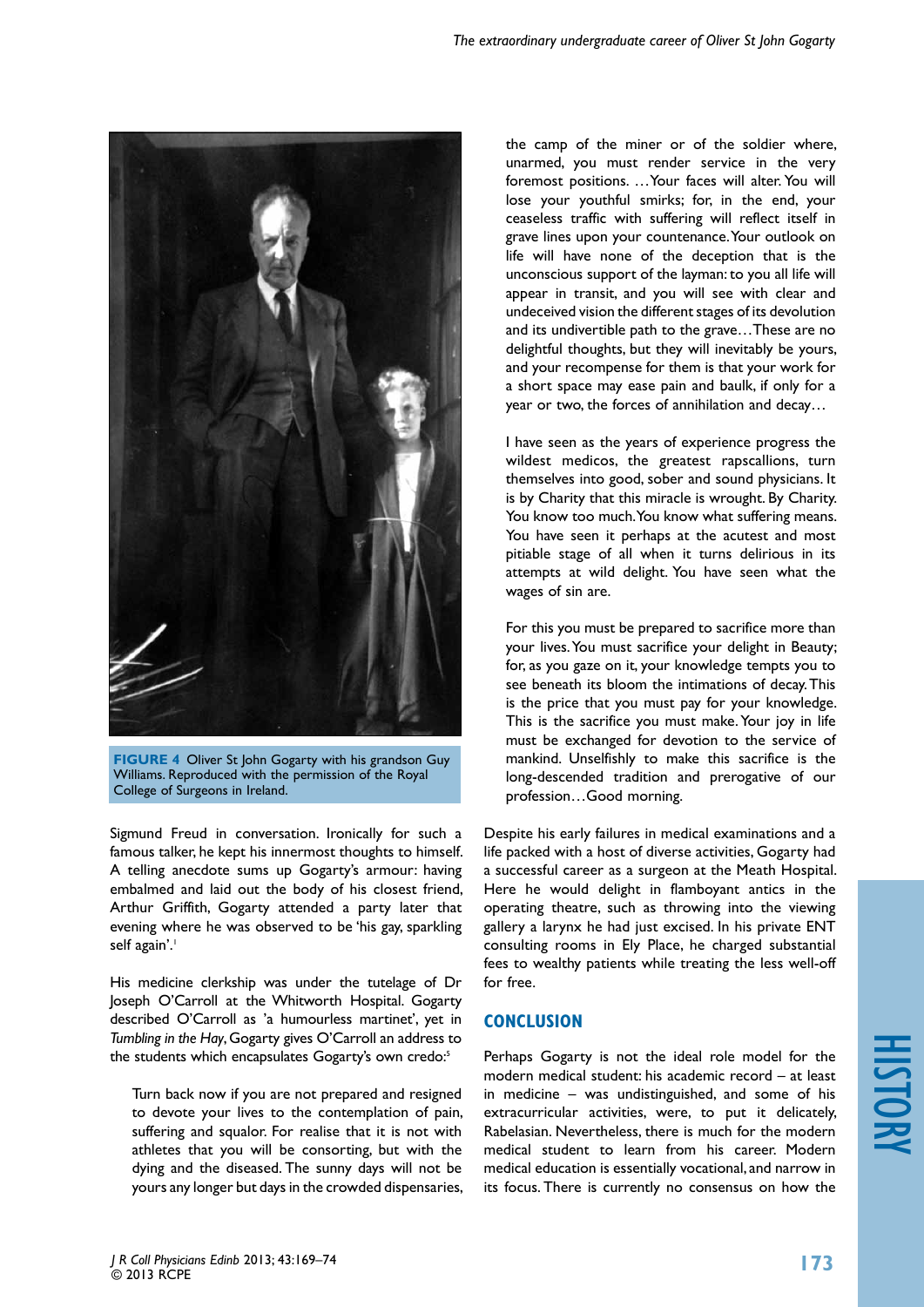FIGURE 4 Oliver St John Gogarty with his grandson Guy Williams. Reproduced with the permission of the Royal College of Surgeons in Ireland.

Sigmund Freud in conversation. Ironically for such a famous talker, he kept his innermost thoughts to himself. A telling anecdote sums up Gogarty's armour: having embalmed and laid out the body of his closest friend, Arthur Griffith, Gogarty attended a party later that evening where he was observed to be 'his gay, sparkling self again'.[1]

His medicine clerkship was under the tutelage of Dr Joseph O'Carroll at the Whitworth Hospital. Gogarty described O'Carroll as 'a humourless martinet', yet in *Tumbling in the Hay*, Gogarty gives O'Carroll an address to the students which encapsulates Gogarty's own credo:[5]

> Turn back now if you are not prepared and resigned to devote your lives to the contemplation of pain, suffering and squalor. For realise that it is not with athletes that you will be consorting, but with the dying and the diseased. The sunny days will not be yours any longer but days in the crowded dispensaries, the camp of the miner or of the soldier where, unarmed, you must render service in the very foremost positions. …Your faces will alter. You will lose your youthful smirks; for, in the end, your ceaseless traffic with suffering will reflect itself in grave lines upon your countenance. Your outlook on life will have none of the deception that is the unconscious support of the layman: to you all life will appear in transit, and you will see with clear and undeceived vision the different stages of its devolution and its undivertible path to the grave…These are no delightful thoughts, but they will inevitably be yours, and your recompense for them is that your work for a short space may ease pain and baulk, if only for a year or two, the forces of annihilation and decay…
>
> I have seen as the years of experience progress the wildest medicos, the greatest rapscallions, turn themselves into good, sober and sound physicians. It is by Charity that this miracle is wrought. By Charity. You know too much. You know what suffering means. You have seen it perhaps at the acutest and most pitiable stage of all when it turns delirious in its attempts at wild delight. You have seen what the wages of sin are.
>
> For this you must be prepared to sacrifice more than your lives. You must sacrifice your delight in Beauty; for, as you gaze on it, your knowledge tempts you to see beneath its bloom the intimations of decay. This is the price that you must pay for your knowledge. This is the sacrifice you must make. Your joy in life must be exchanged for devotion to the service of mankind. Unselfishly to make this sacrifice is the long-descended tradition and prerogative of our profession…Good morning.

Despite his early failures in medical examinations and a life packed with a host of diverse activities, Gogarty had a successful career as a surgeon at the Meath Hospital. Here he would delight in flamboyant antics in the operating theatre, such as throwing into the viewing gallery a larynx he had just excised. In his private ENT consulting rooms in Ely Place, he charged substantial fees to wealthy patients while treating the less well-off for free.

## CONCLUSION

Perhaps Gogarty is not the ideal role model for the modern medical student: his academic record – at least in medicine – was undistinguished, and some of his extracurricular activities, were, to put it delicately, Rabelasian. Nevertheless, there is much for the modern medical student to learn from his career. Modern medical education is essentially vocational, and narrow in its focus. There is currently no consensus on how the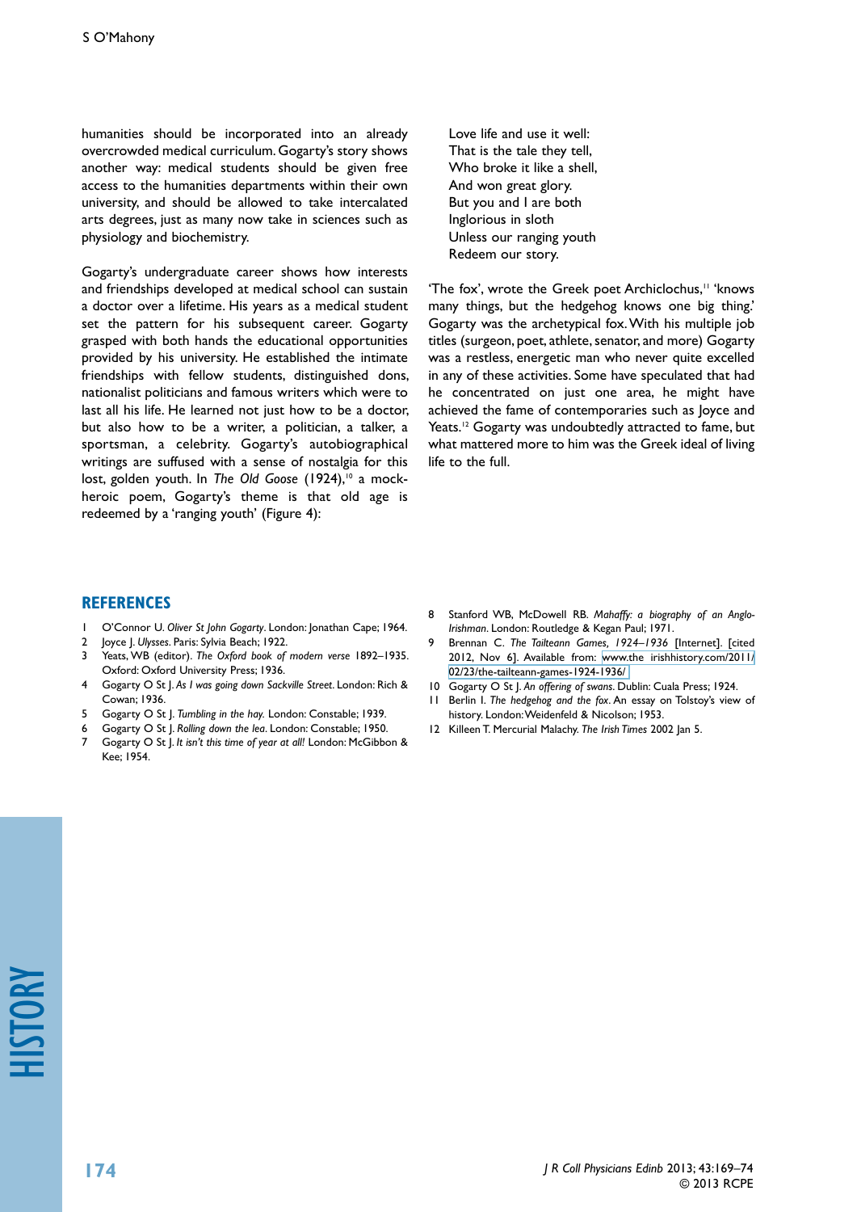humanities should be incorporated into an already overcrowded medical curriculum. Gogarty's story shows another way: medical students should be given free access to the humanities departments within their own university, and should be allowed to take intercalated arts degrees, just as many now take in sciences such as physiology and biochemistry.

Gogarty's undergraduate career shows how interests and friendships developed at medical school can sustain a doctor over a lifetime. His years as a medical student set the pattern for his subsequent career. Gogarty grasped with both hands the educational opportunities provided by his university. He established the intimate friendships with fellow students, distinguished dons, nationalist politicians and famous writers which were to last all his life. He learned not just how to be a doctor, but also how to be a writer, a politician, a talker, a sportsman, a celebrity. Gogarty's autobiographical writings are suffused with a sense of nostalgia for this lost, golden youth. In *The Old Goose* (1924),[10] a mock-heroic poem, Gogarty's theme is that old age is redeemed by a 'ranging youth' (Figure 4):

Love life and use it well:
That is the tale they tell,
Who broke it like a shell,
And won great glory.
But you and I are both
Inglorious in sloth
Unless our ranging youth
Redeem our story.

'The fox', wrote the Greek poet Archiclochus,[11] 'knows many things, but the hedgehog knows one big thing.' Gogarty was the archetypical fox. With his multiple job titles (surgeon, poet, athlete, senator, and more) Gogarty was a restless, energetic man who never quite excelled in any of these activities. Some have speculated that had he concentrated on just one area, he might have achieved the fame of contemporaries such as Joyce and Yeats.[12] Gogarty was undoubtedly attracted to fame, but what mattered more to him was the Greek ideal of living life to the full.

## REFERENCES

1. O'Connor U. *Oliver St John Gogarty*. London: Jonathan Cape; 1964.
2. Joyce J. *Ulysses*. Paris: Sylvia Beach; 1922.
3. Yeats, WB (editor). *The Oxford book of modern verse* 1892–1935. Oxford: Oxford University Press; 1936.
4. Gogarty O St J. *As I was going down Sackville Street*. London: Rich & Cowan; 1936.
5. Gogarty O St J. *Tumbling in the hay*. London: Constable; 1939.
6. Gogarty O St J. *Rolling down the lea*. London: Constable; 1950.
7. Gogarty O St J. *It isn't this time of year at all!* London: McGibbon & Kee; 1954.
8. Stanford WB, McDowell RB. *Mahaffy: a biography of an Anglo-Irishman*. London: Routledge & Kegan Paul; 1971.
9. Brennan C. *The Tailteann Games, 1924–1936* [Internet]. [cited 2012, Nov 6]. Available from: www.the irishhistory.com/2011/02/23/the-tailteann-games-1924-1936/
10. Gogarty O St J. *An offering of swans*. Dublin: Cuala Press; 1924.
11. Berlin I. *The hedgehog and the fox*. An essay on Tolstoy's view of history. London: Weidenfeld & Nicolson; 1953.
12. Killeen T. Mercurial Malachy. *The Irish Times* 2002 Jan 5.